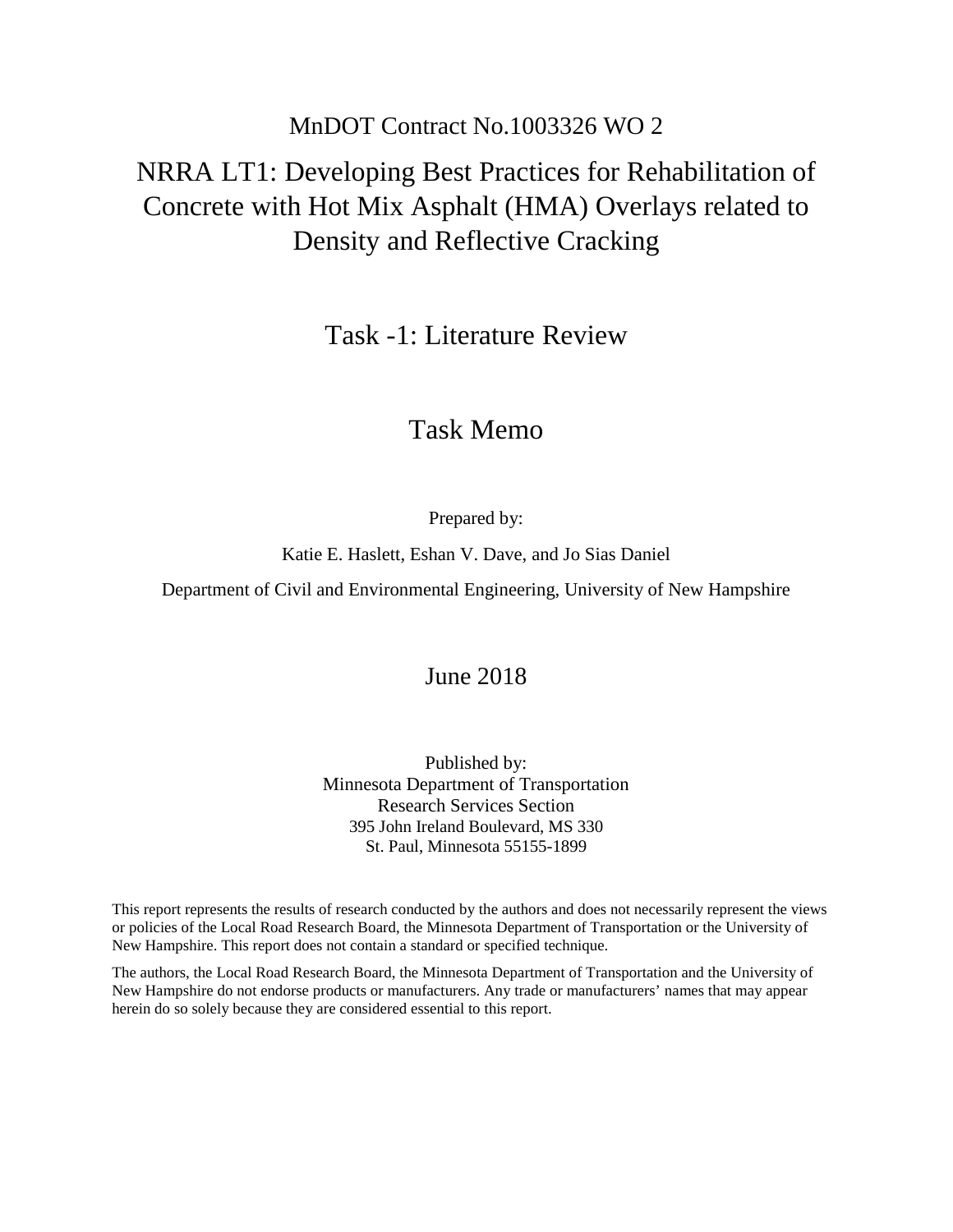MnDOT Contract No.1003326 WO 2

# NRRA LT1: Developing Best Practices for Rehabilitation of Concrete with Hot Mix Asphalt (HMA) Overlays related to Density and Reflective Cracking

## Task -1: Literature Review

## Task Memo

Prepared by:

Katie E. Haslett, Eshan V. Dave, and Jo Sias Daniel

Department of Civil and Environmental Engineering, University of New Hampshire

June 2018

Published by:
Minnesota Department of Transportation
Research Services Section
395 John Ireland Boulevard, MS 330
St. Paul, Minnesota 55155-1899

This report represents the results of research conducted by the authors and does not necessarily represent the views or policies of the Local Road Research Board, the Minnesota Department of Transportation or the University of New Hampshire. This report does not contain a standard or specified technique.

The authors, the Local Road Research Board, the Minnesota Department of Transportation and the University of New Hampshire do not endorse products or manufacturers. Any trade or manufacturers' names that may appear herein do so solely because they are considered essential to this report.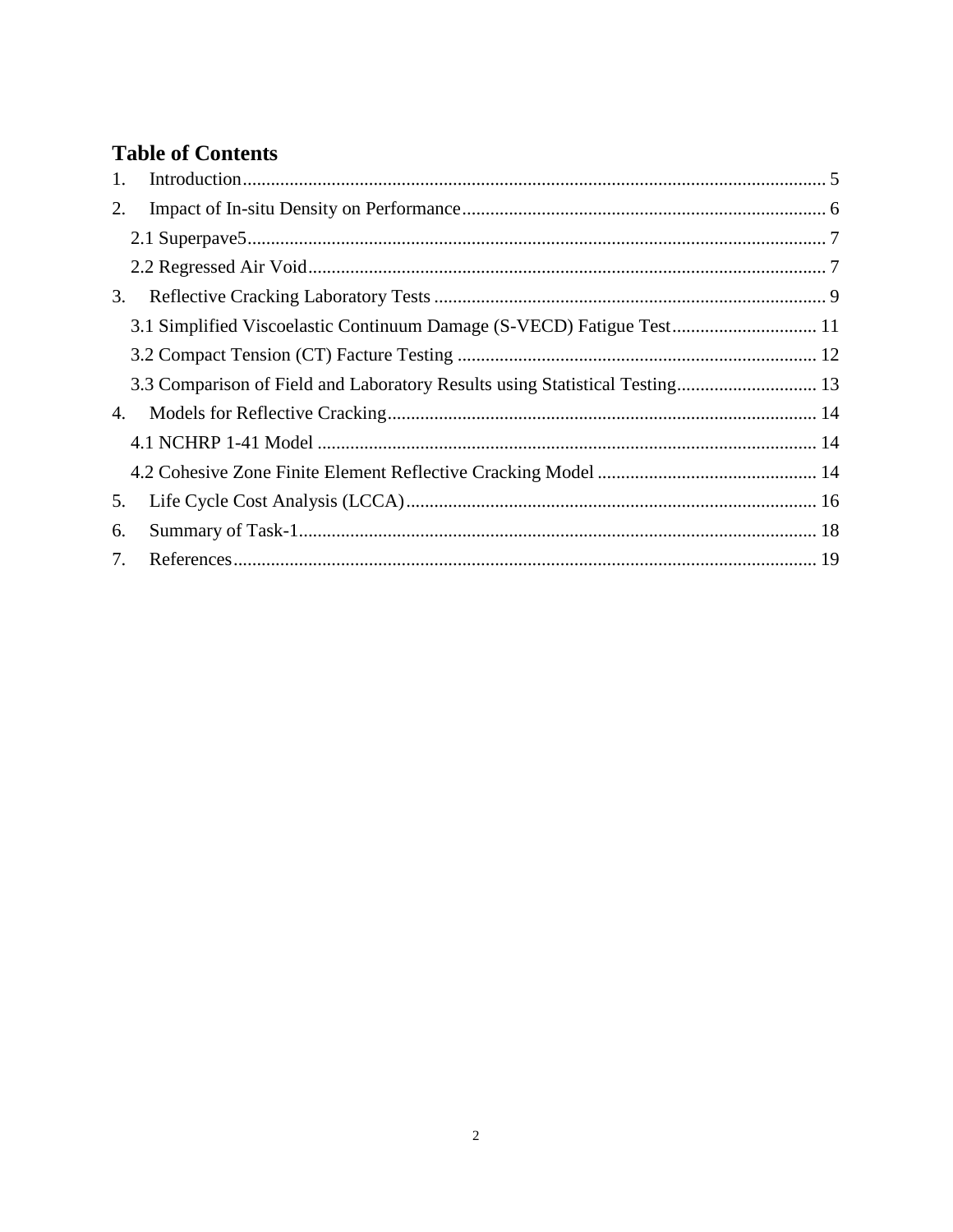# Table of Contents

1. Introduction ........................................................................................................................ 5
2. Impact of In-situ Density on Performance ............................................................................ 6
   - 2.1 Superpave5 .................................................................................................................. 7
   - 2.2 Regressed Air Void ....................................................................................................... 7
3. Reflective Cracking Laboratory Tests .................................................................................. 9
   - 3.1 Simplified Viscoelastic Continuum Damage (S-VECD) Fatigue Test .............................. 11
   - 3.2 Compact Tension (CT) Facture Testing ........................................................................ 12
   - 3.3 Comparison of Field and Laboratory Results using Statistical Testing .............................. 13
4. Models for Reflective Cracking .......................................................................................... 14
   - 4.1 NCHRP 1-41 Model ..................................................................................................... 14
   - 4.2 Cohesive Zone Finite Element Reflective Cracking Model ............................................... 14
5. Life Cycle Cost Analysis (LCCA) ....................................................................................... 16
6. Summary of Task-1 ........................................................................................................... 18
7. References ........................................................................................................................ 19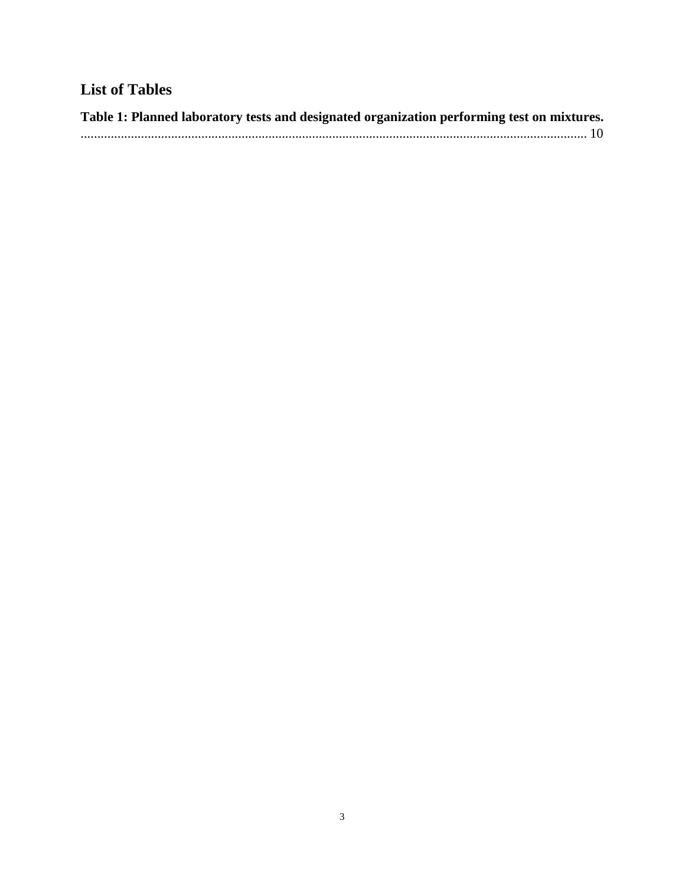## List of Tables

**Table 1: Planned laboratory tests and designated organization performing test on mixtures.** ........................................................................................................................................ 10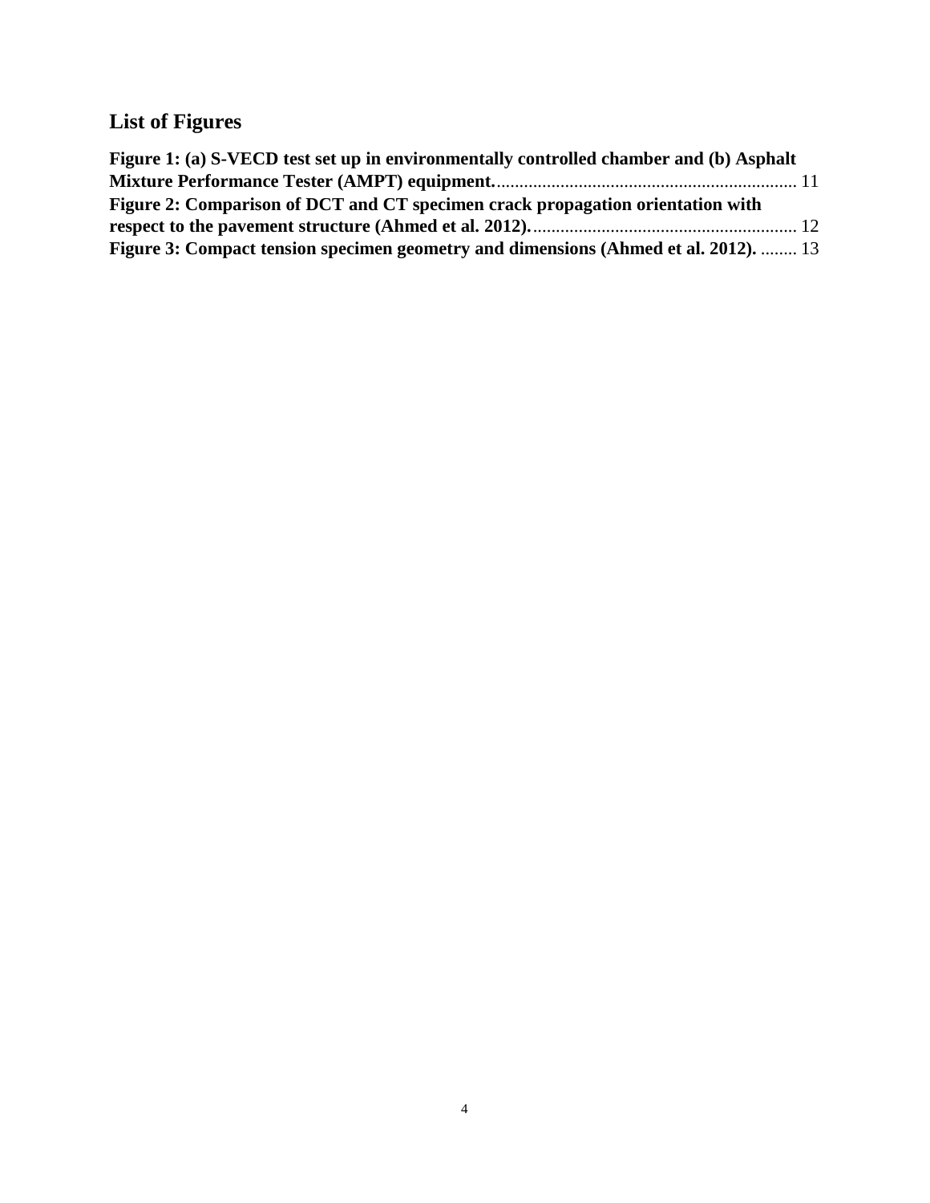## List of Figures

**Figure 1: (a) S-VECD test set up in environmentally controlled chamber and (b) Asphalt Mixture Performance Tester (AMPT) equipment.** ........ 11

**Figure 2: Comparison of DCT and CT specimen crack propagation orientation with respect to the pavement structure (Ahmed et al. 2012).** ........ 12

**Figure 3: Compact tension specimen geometry and dimensions (Ahmed et al. 2012).** ........ 13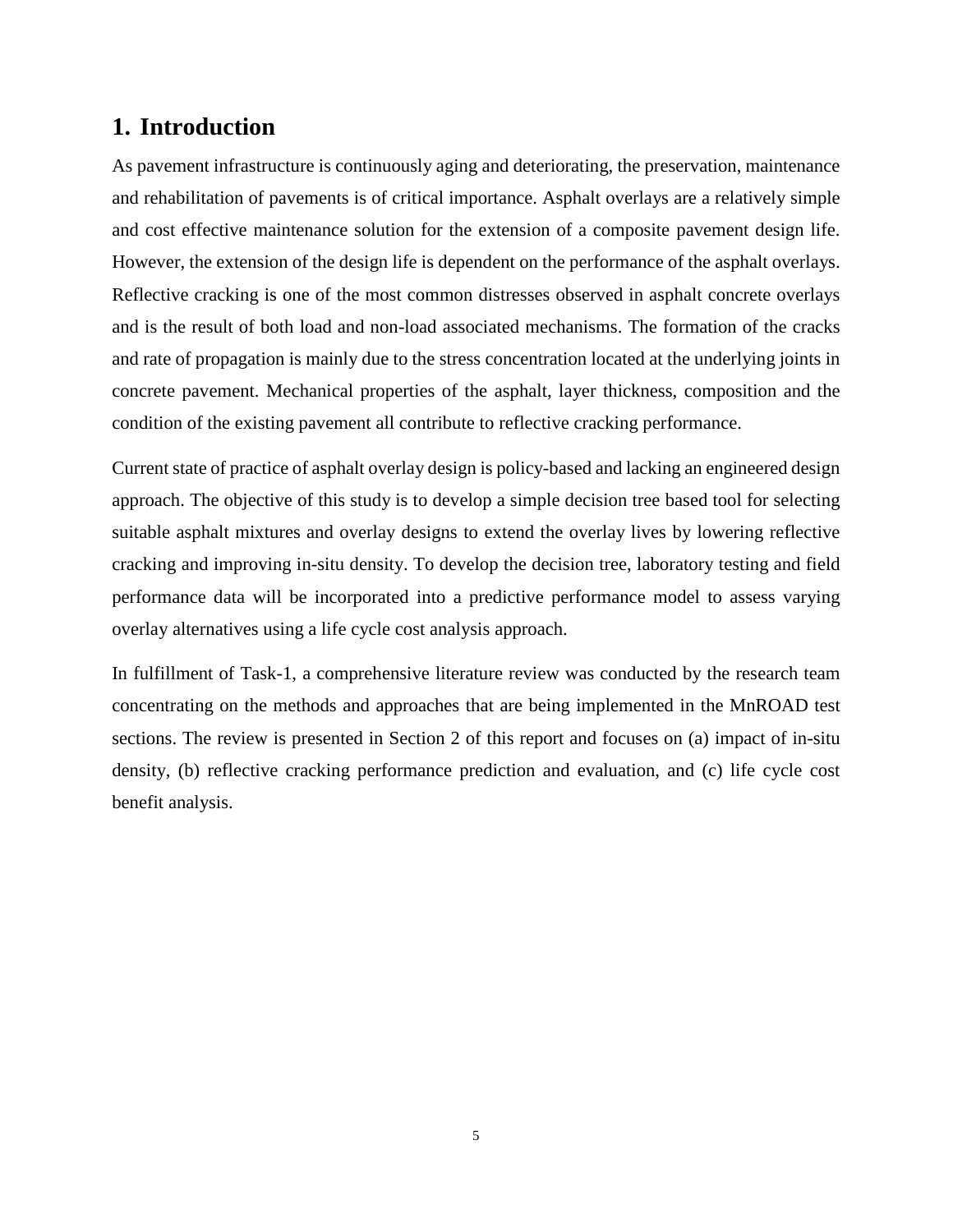# 1. Introduction

As pavement infrastructure is continuously aging and deteriorating, the preservation, maintenance and rehabilitation of pavements is of critical importance. Asphalt overlays are a relatively simple and cost effective maintenance solution for the extension of a composite pavement design life. However, the extension of the design life is dependent on the performance of the asphalt overlays. Reflective cracking is one of the most common distresses observed in asphalt concrete overlays and is the result of both load and non-load associated mechanisms. The formation of the cracks and rate of propagation is mainly due to the stress concentration located at the underlying joints in concrete pavement. Mechanical properties of the asphalt, layer thickness, composition and the condition of the existing pavement all contribute to reflective cracking performance.

Current state of practice of asphalt overlay design is policy-based and lacking an engineered design approach. The objective of this study is to develop a simple decision tree based tool for selecting suitable asphalt mixtures and overlay designs to extend the overlay lives by lowering reflective cracking and improving in-situ density. To develop the decision tree, laboratory testing and field performance data will be incorporated into a predictive performance model to assess varying overlay alternatives using a life cycle cost analysis approach.

In fulfillment of Task-1, a comprehensive literature review was conducted by the research team concentrating on the methods and approaches that are being implemented in the MnROAD test sections. The review is presented in Section 2 of this report and focuses on (a) impact of in-situ density, (b) reflective cracking performance prediction and evaluation, and (c) life cycle cost benefit analysis.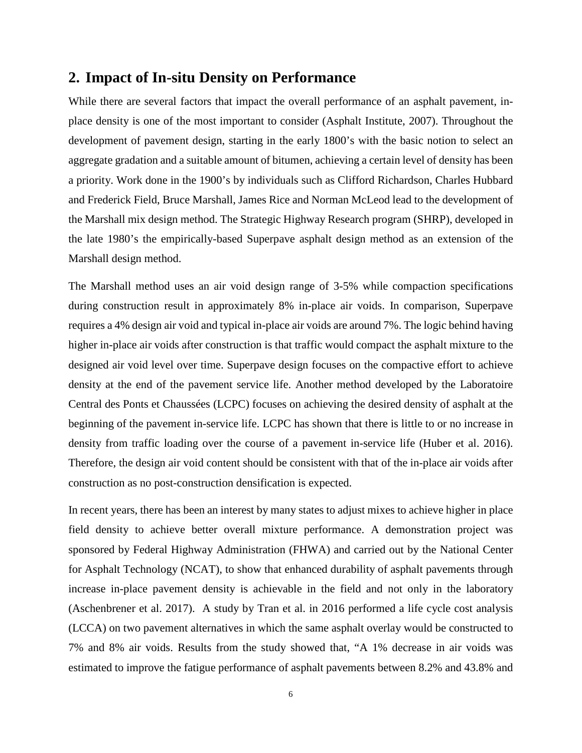## 2. Impact of In-situ Density on Performance

While there are several factors that impact the overall performance of an asphalt pavement, in-place density is one of the most important to consider (Asphalt Institute, 2007). Throughout the development of pavement design, starting in the early 1800's with the basic notion to select an aggregate gradation and a suitable amount of bitumen, achieving a certain level of density has been a priority. Work done in the 1900's by individuals such as Clifford Richardson, Charles Hubbard and Frederick Field, Bruce Marshall, James Rice and Norman McLeod lead to the development of the Marshall mix design method. The Strategic Highway Research program (SHRP), developed in the late 1980's the empirically-based Superpave asphalt design method as an extension of the Marshall design method.

The Marshall method uses an air void design range of 3-5% while compaction specifications during construction result in approximately 8% in-place air voids. In comparison, Superpave requires a 4% design air void and typical in-place air voids are around 7%. The logic behind having higher in-place air voids after construction is that traffic would compact the asphalt mixture to the designed air void level over time. Superpave design focuses on the compactive effort to achieve density at the end of the pavement service life. Another method developed by the Laboratoire Central des Ponts et Chaussées (LCPC) focuses on achieving the desired density of asphalt at the beginning of the pavement in-service life. LCPC has shown that there is little to or no increase in density from traffic loading over the course of a pavement in-service life (Huber et al. 2016). Therefore, the design air void content should be consistent with that of the in-place air voids after construction as no post-construction densification is expected.

In recent years, there has been an interest by many states to adjust mixes to achieve higher in place field density to achieve better overall mixture performance. A demonstration project was sponsored by Federal Highway Administration (FHWA) and carried out by the National Center for Asphalt Technology (NCAT), to show that enhanced durability of asphalt pavements through increase in-place pavement density is achievable in the field and not only in the laboratory (Aschenbrener et al. 2017). A study by Tran et al. in 2016 performed a life cycle cost analysis (LCCA) on two pavement alternatives in which the same asphalt overlay would be constructed to 7% and 8% air voids. Results from the study showed that, "A 1% decrease in air voids was estimated to improve the fatigue performance of asphalt pavements between 8.2% and 43.8% and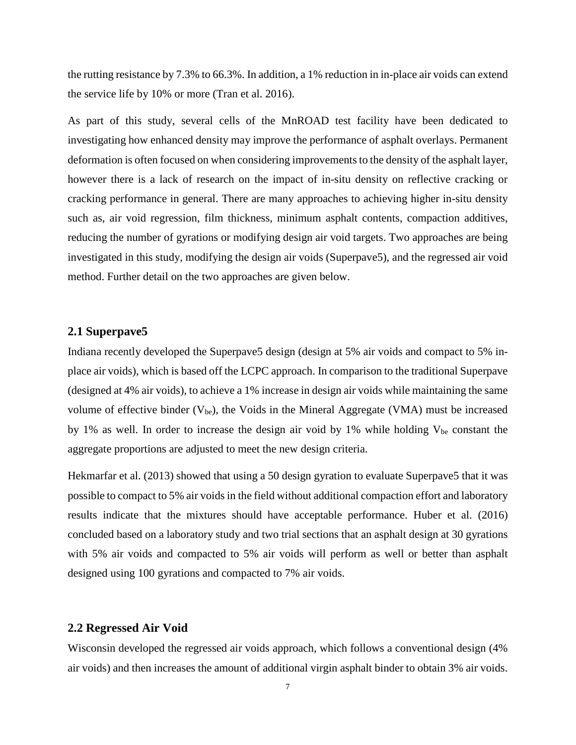the rutting resistance by 7.3% to 66.3%. In addition, a 1% reduction in in-place air voids can extend the service life by 10% or more (Tran et al. 2016).

As part of this study, several cells of the MnROAD test facility have been dedicated to investigating how enhanced density may improve the performance of asphalt overlays. Permanent deformation is often focused on when considering improvements to the density of the asphalt layer, however there is a lack of research on the impact of in-situ density on reflective cracking or cracking performance in general. There are many approaches to achieving higher in-situ density such as, air void regression, film thickness, minimum asphalt contents, compaction additives, reducing the number of gyrations or modifying design air void targets. Two approaches are being investigated in this study, modifying the design air voids (Superpave5), and the regressed air void method. Further detail on the two approaches are given below.

## 2.1 Superpave5

Indiana recently developed the Superpave5 design (design at 5% air voids and compact to 5% in-place air voids), which is based off the LCPC approach. In comparison to the traditional Superpave (designed at 4% air voids), to achieve a 1% increase in design air voids while maintaining the same volume of effective binder ($V_{be}$), the Voids in the Mineral Aggregate (VMA) must be increased by 1% as well. In order to increase the design air void by 1% while holding $V_{be}$ constant the aggregate proportions are adjusted to meet the new design criteria.

Hekmarfar et al. (2013) showed that using a 50 design gyration to evaluate Superpave5 that it was possible to compact to 5% air voids in the field without additional compaction effort and laboratory results indicate that the mixtures should have acceptable performance. Huber et al. (2016) concluded based on a laboratory study and two trial sections that an asphalt design at 30 gyrations with 5% air voids and compacted to 5% air voids will perform as well or better than asphalt designed using 100 gyrations and compacted to 7% air voids.

## 2.2 Regressed Air Void

Wisconsin developed the regressed air voids approach, which follows a conventional design (4% air voids) and then increases the amount of additional virgin asphalt binder to obtain 3% air voids.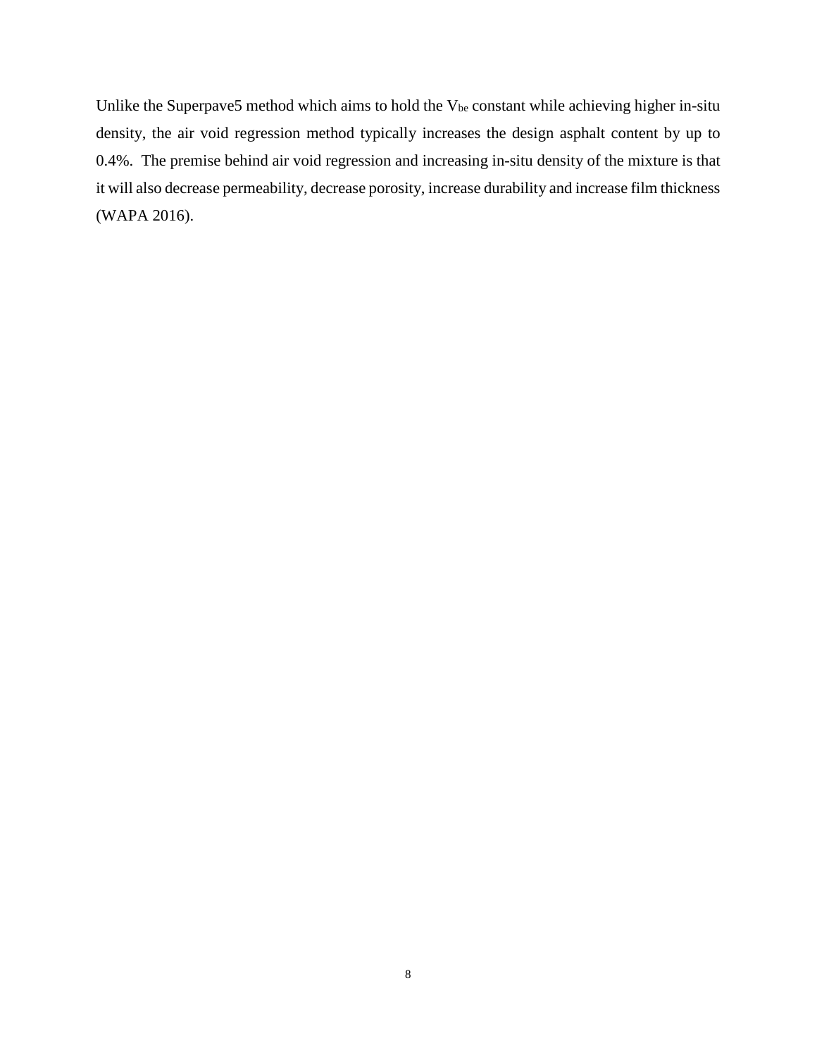Unlike the Superpave5 method which aims to hold the $V_{be}$ constant while achieving higher in-situ density, the air void regression method typically increases the design asphalt content by up to 0.4%. The premise behind air void regression and increasing in-situ density of the mixture is that it will also decrease permeability, decrease porosity, increase durability and increase film thickness (WAPA 2016).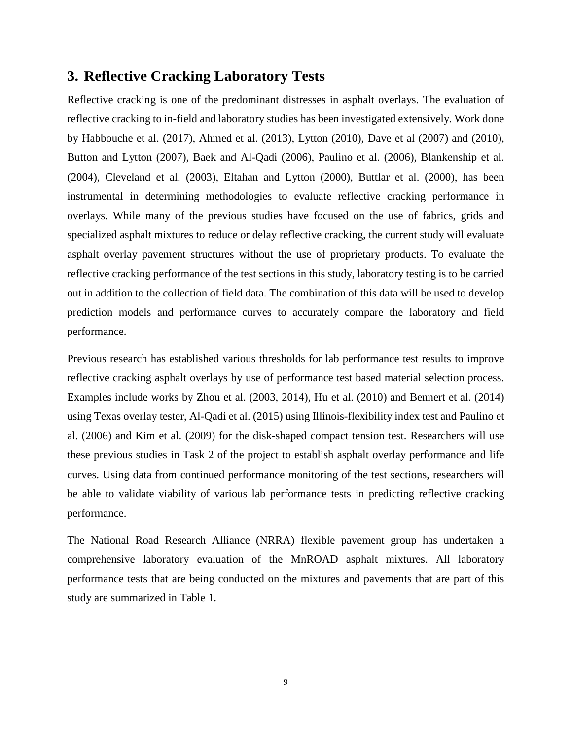# 3. Reflective Cracking Laboratory Tests

Reflective cracking is one of the predominant distresses in asphalt overlays. The evaluation of reflective cracking to in-field and laboratory studies has been investigated extensively. Work done by Habbouche et al. (2017), Ahmed et al. (2013), Lytton (2010), Dave et al (2007) and (2010), Button and Lytton (2007), Baek and Al-Qadi (2006), Paulino et al. (2006), Blankenship et al. (2004), Cleveland et al. (2003), Eltahan and Lytton (2000), Buttlar et al. (2000), has been instrumental in determining methodologies to evaluate reflective cracking performance in overlays. While many of the previous studies have focused on the use of fabrics, grids and specialized asphalt mixtures to reduce or delay reflective cracking, the current study will evaluate asphalt overlay pavement structures without the use of proprietary products. To evaluate the reflective cracking performance of the test sections in this study, laboratory testing is to be carried out in addition to the collection of field data. The combination of this data will be used to develop prediction models and performance curves to accurately compare the laboratory and field performance.

Previous research has established various thresholds for lab performance test results to improve reflective cracking asphalt overlays by use of performance test based material selection process. Examples include works by Zhou et al. (2003, 2014), Hu et al. (2010) and Bennert et al. (2014) using Texas overlay tester, Al-Qadi et al. (2015) using Illinois-flexibility index test and Paulino et al. (2006) and Kim et al. (2009) for the disk-shaped compact tension test. Researchers will use these previous studies in Task 2 of the project to establish asphalt overlay performance and life curves. Using data from continued performance monitoring of the test sections, researchers will be able to validate viability of various lab performance tests in predicting reflective cracking performance.

The National Road Research Alliance (NRRA) flexible pavement group has undertaken a comprehensive laboratory evaluation of the MnROAD asphalt mixtures. All laboratory performance tests that are being conducted on the mixtures and pavements that are part of this study are summarized in Table 1.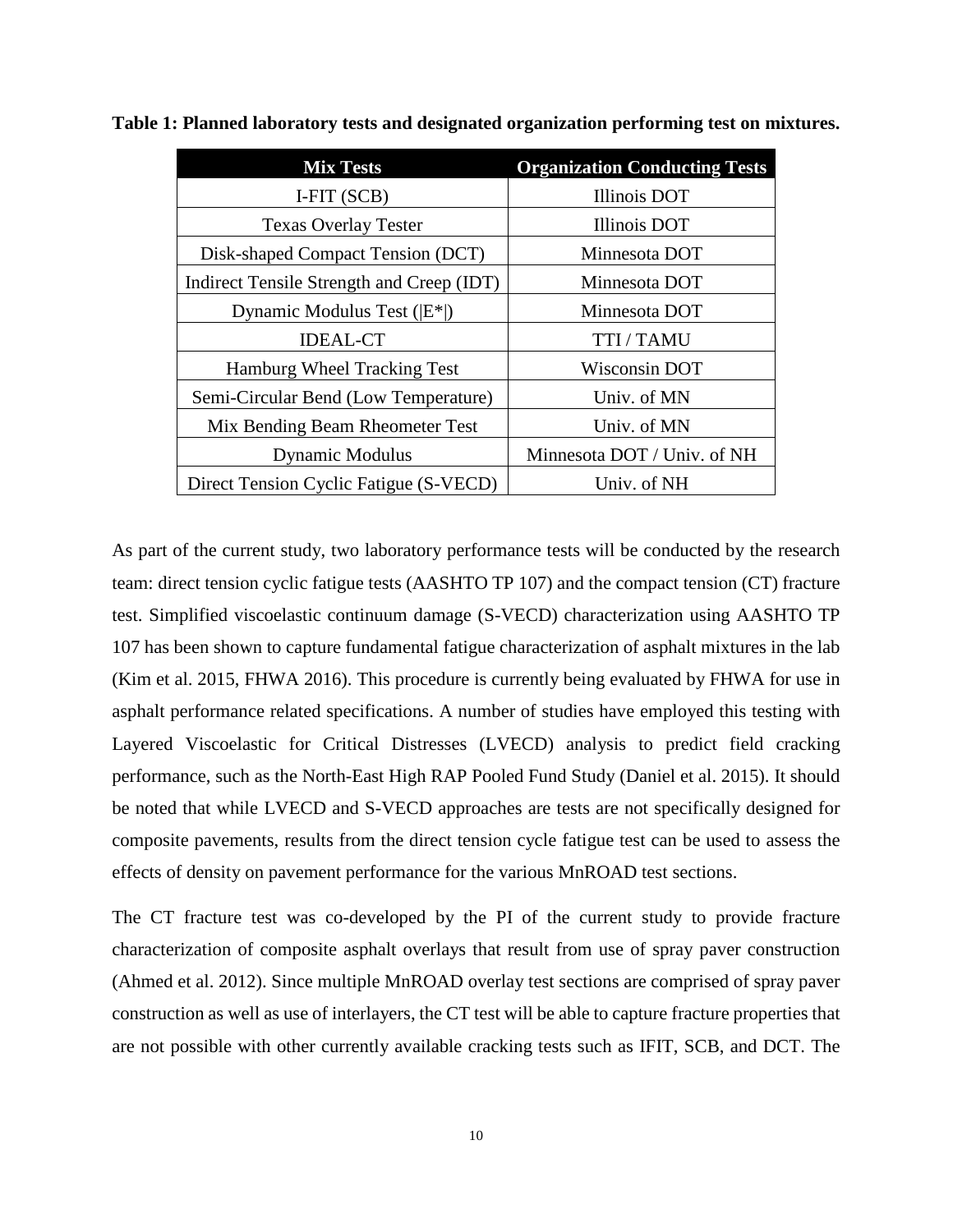**Table 1: Planned laboratory tests and designated organization performing test on mixtures.**

| Mix Tests | Organization Conducting Tests |
|---|---|
| I-FIT (SCB) | Illinois DOT |
| Texas Overlay Tester | Illinois DOT |
| Disk-shaped Compact Tension (DCT) | Minnesota DOT |
| Indirect Tensile Strength and Creep (IDT) | Minnesota DOT |
| Dynamic Modulus Test (\|E*\|) | Minnesota DOT |
| IDEAL-CT | TTI / TAMU |
| Hamburg Wheel Tracking Test | Wisconsin DOT |
| Semi-Circular Bend (Low Temperature) | Univ. of MN |
| Mix Bending Beam Rheometer Test | Univ. of MN |
| Dynamic Modulus | Minnesota DOT / Univ. of NH |
| Direct Tension Cyclic Fatigue (S-VECD) | Univ. of NH |

As part of the current study, two laboratory performance tests will be conducted by the research team: direct tension cyclic fatigue tests (AASHTO TP 107) and the compact tension (CT) fracture test. Simplified viscoelastic continuum damage (S-VECD) characterization using AASHTO TP 107 has been shown to capture fundamental fatigue characterization of asphalt mixtures in the lab (Kim et al. 2015, FHWA 2016). This procedure is currently being evaluated by FHWA for use in asphalt performance related specifications. A number of studies have employed this testing with Layered Viscoelastic for Critical Distresses (LVECD) analysis to predict field cracking performance, such as the North-East High RAP Pooled Fund Study (Daniel et al. 2015). It should be noted that while LVECD and S-VECD approaches are tests are not specifically designed for composite pavements, results from the direct tension cycle fatigue test can be used to assess the effects of density on pavement performance for the various MnROAD test sections.

The CT fracture test was co-developed by the PI of the current study to provide fracture characterization of composite asphalt overlays that result from use of spray paver construction (Ahmed et al. 2012). Since multiple MnROAD overlay test sections are comprised of spray paver construction as well as use of interlayers, the CT test will be able to capture fracture properties that are not possible with other currently available cracking tests such as IFIT, SCB, and DCT. The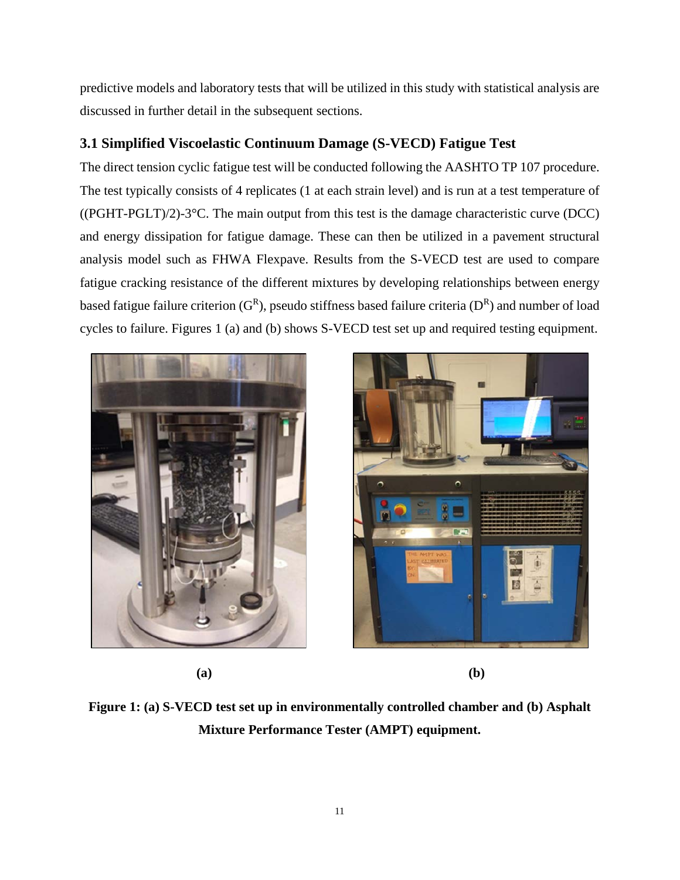predictive models and laboratory tests that will be utilized in this study with statistical analysis are discussed in further detail in the subsequent sections.

### 3.1 Simplified Viscoelastic Continuum Damage (S-VECD) Fatigue Test

The direct tension cyclic fatigue test will be conducted following the AASHTO TP 107 procedure. The test typically consists of 4 replicates (1 at each strain level) and is run at a test temperature of ((PGHT-PGLT)/2)-3°C. The main output from this test is the damage characteristic curve (DCC) and energy dissipation for fatigue damage. These can then be utilized in a pavement structural analysis model such as FHWA Flexpave. Results from the S-VECD test are used to compare fatigue cracking resistance of the different mixtures by developing relationships between energy based fatigue failure criterion ($G^R$), pseudo stiffness based failure criteria ($D^R$) and number of load cycles to failure. Figures 1 (a) and (b) shows S-VECD test set up and required testing equipment.

**(a)** **(b)**

**Figure 1: (a) S-VECD test set up in environmentally controlled chamber and (b) Asphalt Mixture Performance Tester (AMPT) equipment.**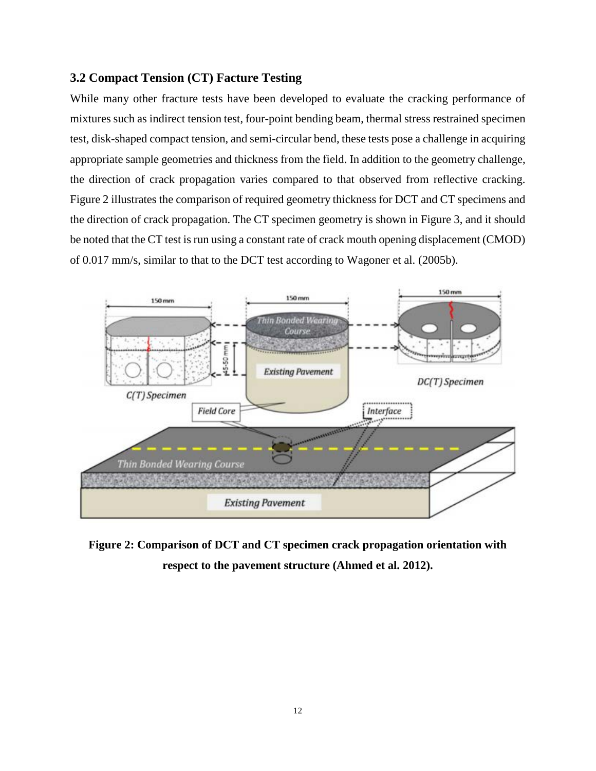### 3.2 Compact Tension (CT) Facture Testing

While many other fracture tests have been developed to evaluate the cracking performance of mixtures such as indirect tension test, four-point bending beam, thermal stress restrained specimen test, disk-shaped compact tension, and semi-circular bend, these tests pose a challenge in acquiring appropriate sample geometries and thickness from the field. In addition to the geometry challenge, the direction of crack propagation varies compared to that observed from reflective cracking. Figure 2 illustrates the comparison of required geometry thickness for DCT and CT specimens and the direction of crack propagation. The CT specimen geometry is shown in Figure 3, and it should be noted that the CT test is run using a constant rate of crack mouth opening displacement (CMOD) of 0.017 mm/s, similar to that to the DCT test according to Wagoner et al. (2005b).

**Figure 2: Comparison of DCT and CT specimen crack propagation orientation with respect to the pavement structure (Ahmed et al. 2012).**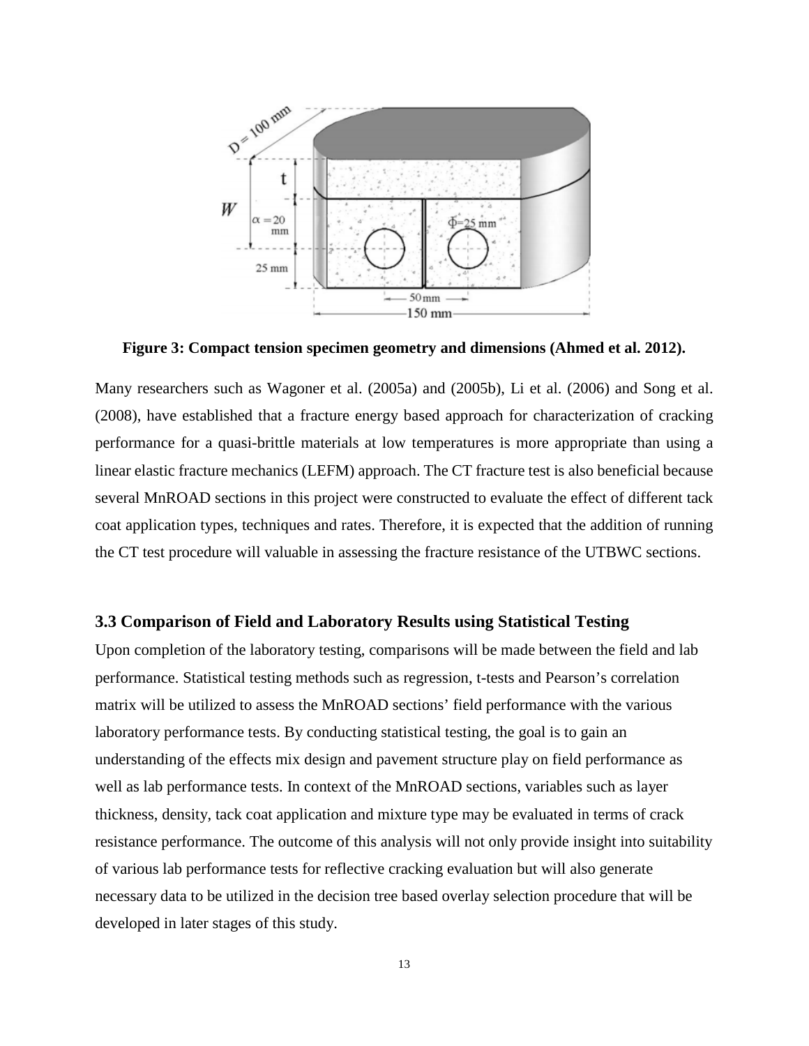**Figure 3: Compact tension specimen geometry and dimensions (Ahmed et al. 2012).**

Many researchers such as Wagoner et al. (2005a) and (2005b), Li et al. (2006) and Song et al. (2008), have established that a fracture energy based approach for characterization of cracking performance for a quasi-brittle materials at low temperatures is more appropriate than using a linear elastic fracture mechanics (LEFM) approach. The CT fracture test is also beneficial because several MnROAD sections in this project were constructed to evaluate the effect of different tack coat application types, techniques and rates. Therefore, it is expected that the addition of running the CT test procedure will valuable in assessing the fracture resistance of the UTBWC sections.

### 3.3 Comparison of Field and Laboratory Results using Statistical Testing

Upon completion of the laboratory testing, comparisons will be made between the field and lab performance. Statistical testing methods such as regression, t-tests and Pearson's correlation matrix will be utilized to assess the MnROAD sections' field performance with the various laboratory performance tests. By conducting statistical testing, the goal is to gain an understanding of the effects mix design and pavement structure play on field performance as well as lab performance tests. In context of the MnROAD sections, variables such as layer thickness, density, tack coat application and mixture type may be evaluated in terms of crack resistance performance. The outcome of this analysis will not only provide insight into suitability of various lab performance tests for reflective cracking evaluation but will also generate necessary data to be utilized in the decision tree based overlay selection procedure that will be developed in later stages of this study.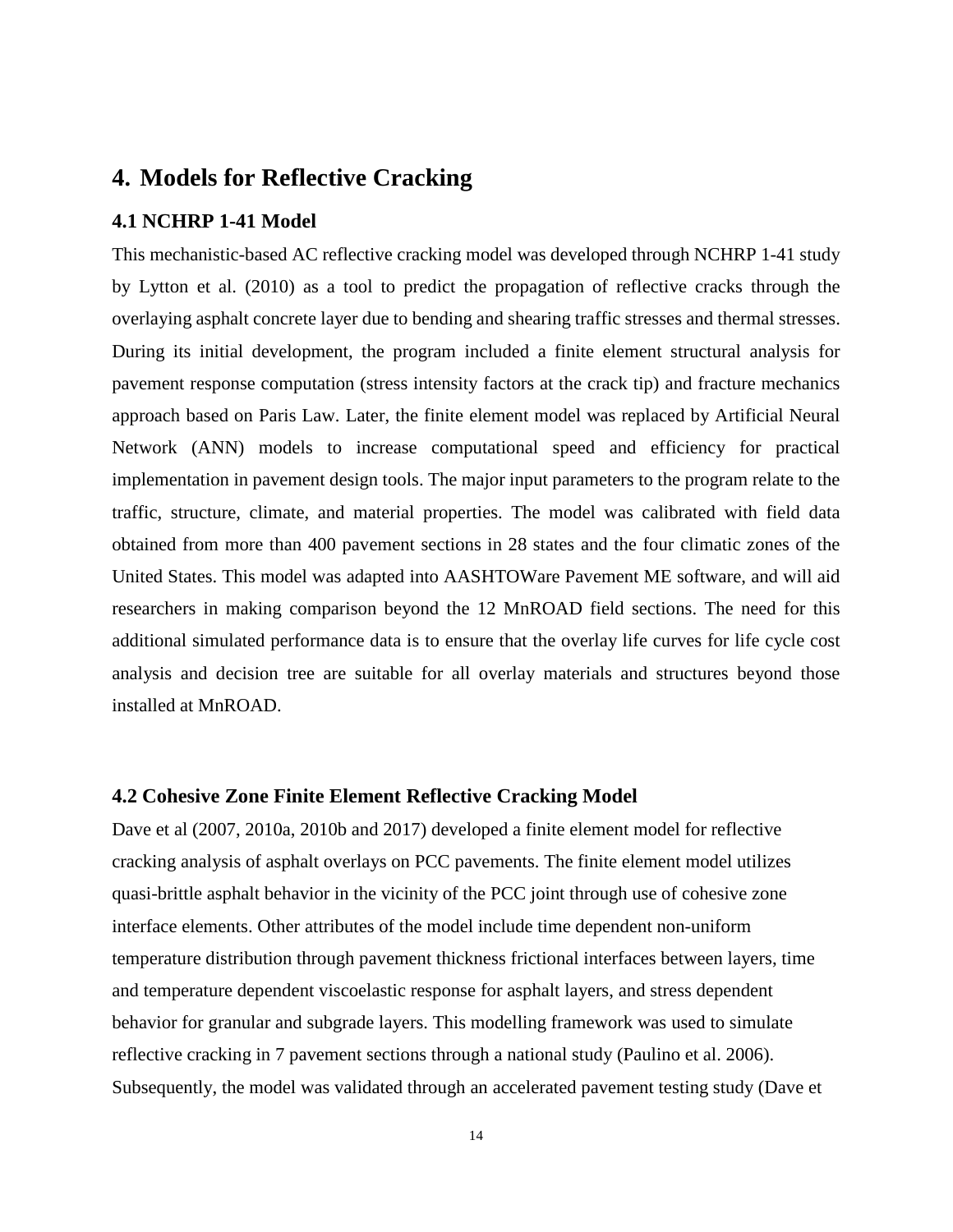# 4. Models for Reflective Cracking

## 4.1 NCHRP 1-41 Model

This mechanistic-based AC reflective cracking model was developed through NCHRP 1-41 study by Lytton et al. (2010) as a tool to predict the propagation of reflective cracks through the overlaying asphalt concrete layer due to bending and shearing traffic stresses and thermal stresses. During its initial development, the program included a finite element structural analysis for pavement response computation (stress intensity factors at the crack tip) and fracture mechanics approach based on Paris Law. Later, the finite element model was replaced by Artificial Neural Network (ANN) models to increase computational speed and efficiency for practical implementation in pavement design tools. The major input parameters to the program relate to the traffic, structure, climate, and material properties. The model was calibrated with field data obtained from more than 400 pavement sections in 28 states and the four climatic zones of the United States. This model was adapted into AASHTOWare Pavement ME software, and will aid researchers in making comparison beyond the 12 MnROAD field sections. The need for this additional simulated performance data is to ensure that the overlay life curves for life cycle cost analysis and decision tree are suitable for all overlay materials and structures beyond those installed at MnROAD.

## 4.2 Cohesive Zone Finite Element Reflective Cracking Model

Dave et al (2007, 2010a, 2010b and 2017) developed a finite element model for reflective cracking analysis of asphalt overlays on PCC pavements. The finite element model utilizes quasi-brittle asphalt behavior in the vicinity of the PCC joint through use of cohesive zone interface elements. Other attributes of the model include time dependent non-uniform temperature distribution through pavement thickness frictional interfaces between layers, time and temperature dependent viscoelastic response for asphalt layers, and stress dependent behavior for granular and subgrade layers. This modelling framework was used to simulate reflective cracking in 7 pavement sections through a national study (Paulino et al. 2006). Subsequently, the model was validated through an accelerated pavement testing study (Dave et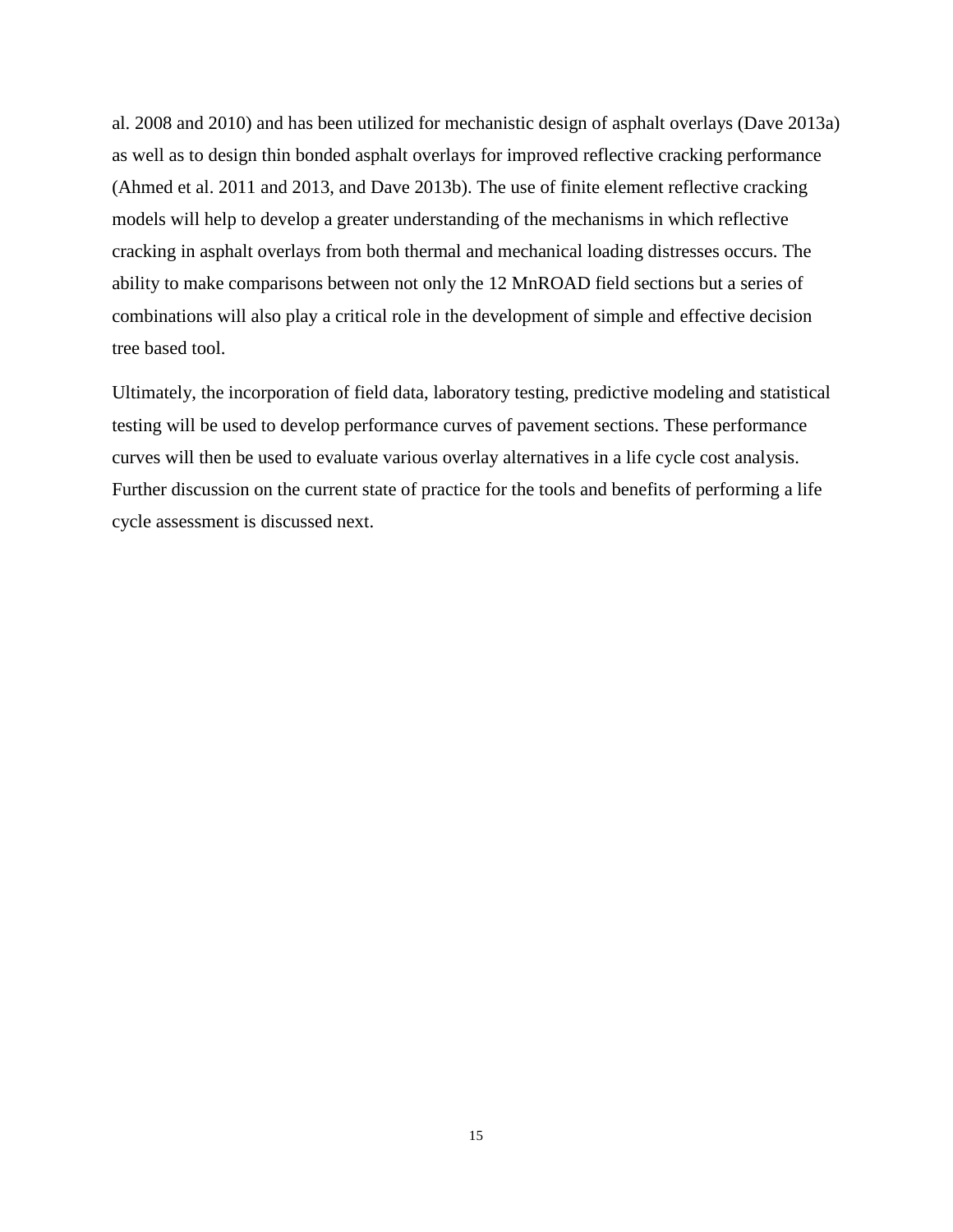al. 2008 and 2010) and has been utilized for mechanistic design of asphalt overlays (Dave 2013a) as well as to design thin bonded asphalt overlays for improved reflective cracking performance (Ahmed et al. 2011 and 2013, and Dave 2013b). The use of finite element reflective cracking models will help to develop a greater understanding of the mechanisms in which reflective cracking in asphalt overlays from both thermal and mechanical loading distresses occurs. The ability to make comparisons between not only the 12 MnROAD field sections but a series of combinations will also play a critical role in the development of simple and effective decision tree based tool.

Ultimately, the incorporation of field data, laboratory testing, predictive modeling and statistical testing will be used to develop performance curves of pavement sections. These performance curves will then be used to evaluate various overlay alternatives in a life cycle cost analysis. Further discussion on the current state of practice for the tools and benefits of performing a life cycle assessment is discussed next.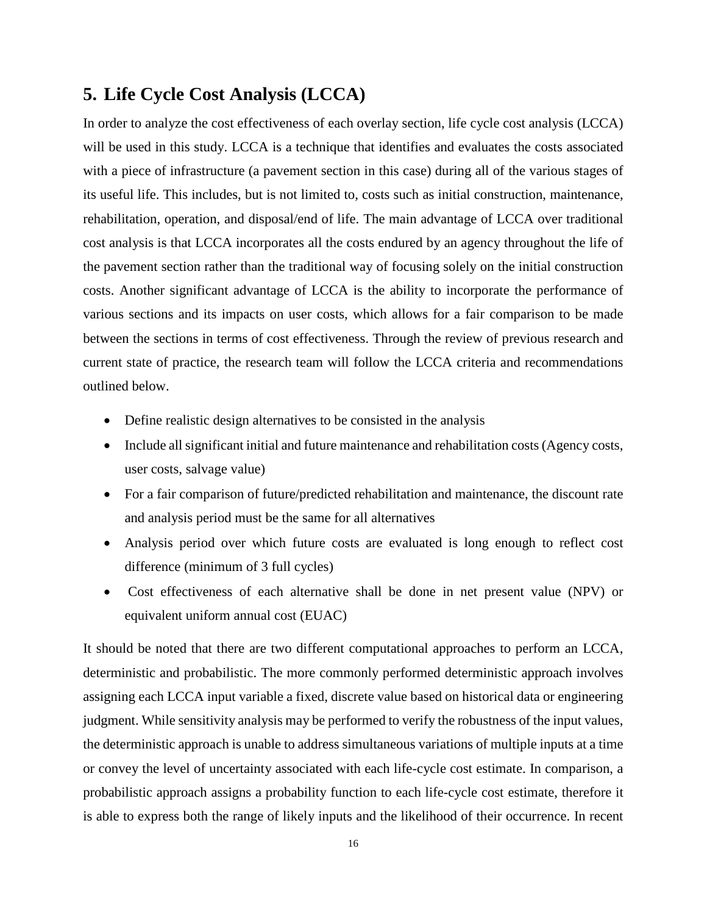## 5. Life Cycle Cost Analysis (LCCA)

In order to analyze the cost effectiveness of each overlay section, life cycle cost analysis (LCCA) will be used in this study. LCCA is a technique that identifies and evaluates the costs associated with a piece of infrastructure (a pavement section in this case) during all of the various stages of its useful life. This includes, but is not limited to, costs such as initial construction, maintenance, rehabilitation, operation, and disposal/end of life. The main advantage of LCCA over traditional cost analysis is that LCCA incorporates all the costs endured by an agency throughout the life of the pavement section rather than the traditional way of focusing solely on the initial construction costs. Another significant advantage of LCCA is the ability to incorporate the performance of various sections and its impacts on user costs, which allows for a fair comparison to be made between the sections in terms of cost effectiveness. Through the review of previous research and current state of practice, the research team will follow the LCCA criteria and recommendations outlined below.

- Define realistic design alternatives to be consisted in the analysis
- Include all significant initial and future maintenance and rehabilitation costs (Agency costs, user costs, salvage value)
- For a fair comparison of future/predicted rehabilitation and maintenance, the discount rate and analysis period must be the same for all alternatives
- Analysis period over which future costs are evaluated is long enough to reflect cost difference (minimum of 3 full cycles)
- Cost effectiveness of each alternative shall be done in net present value (NPV) or equivalent uniform annual cost (EUAC)

It should be noted that there are two different computational approaches to perform an LCCA, deterministic and probabilistic. The more commonly performed deterministic approach involves assigning each LCCA input variable a fixed, discrete value based on historical data or engineering judgment. While sensitivity analysis may be performed to verify the robustness of the input values, the deterministic approach is unable to address simultaneous variations of multiple inputs at a time or convey the level of uncertainty associated with each life-cycle cost estimate. In comparison, a probabilistic approach assigns a probability function to each life-cycle cost estimate, therefore it is able to express both the range of likely inputs and the likelihood of their occurrence. In recent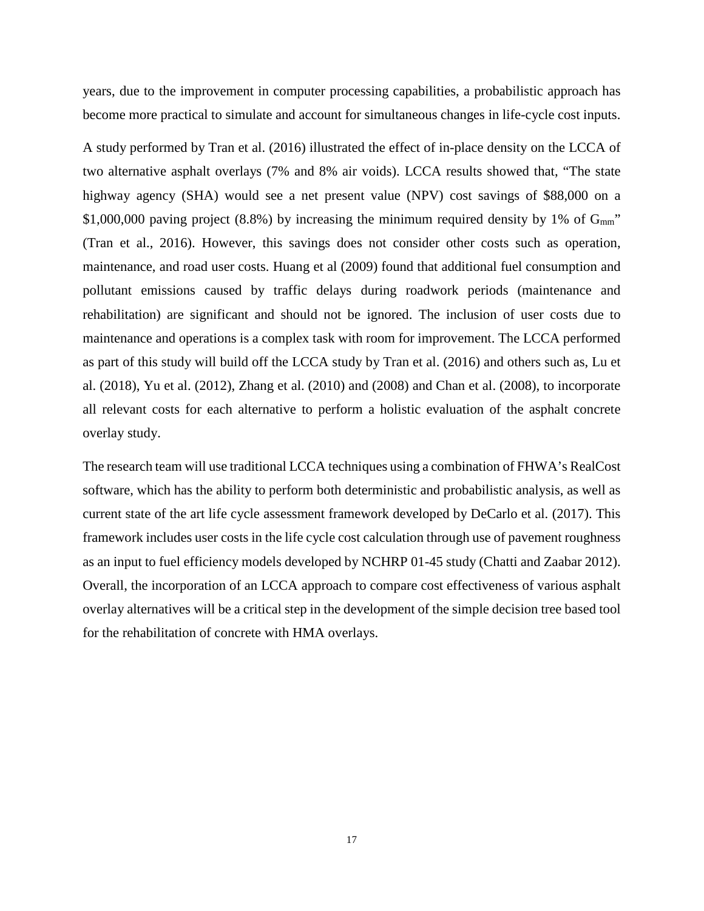years, due to the improvement in computer processing capabilities, a probabilistic approach has become more practical to simulate and account for simultaneous changes in life-cycle cost inputs.

A study performed by Tran et al. (2016) illustrated the effect of in-place density on the LCCA of two alternative asphalt overlays (7% and 8% air voids). LCCA results showed that, "The state highway agency (SHA) would see a net present value (NPV) cost savings of $88,000 on a $1,000,000 paving project (8.8%) by increasing the minimum required density by 1% of $G_{mm}$" (Tran et al., 2016). However, this savings does not consider other costs such as operation, maintenance, and road user costs. Huang et al (2009) found that additional fuel consumption and pollutant emissions caused by traffic delays during roadwork periods (maintenance and rehabilitation) are significant and should not be ignored. The inclusion of user costs due to maintenance and operations is a complex task with room for improvement. The LCCA performed as part of this study will build off the LCCA study by Tran et al. (2016) and others such as, Lu et al. (2018), Yu et al. (2012), Zhang et al. (2010) and (2008) and Chan et al. (2008), to incorporate all relevant costs for each alternative to perform a holistic evaluation of the asphalt concrete overlay study.

The research team will use traditional LCCA techniques using a combination of FHWA's RealCost software, which has the ability to perform both deterministic and probabilistic analysis, as well as current state of the art life cycle assessment framework developed by DeCarlo et al. (2017). This framework includes user costs in the life cycle cost calculation through use of pavement roughness as an input to fuel efficiency models developed by NCHRP 01-45 study (Chatti and Zaabar 2012). Overall, the incorporation of an LCCA approach to compare cost effectiveness of various asphalt overlay alternatives will be a critical step in the development of the simple decision tree based tool for the rehabilitation of concrete with HMA overlays.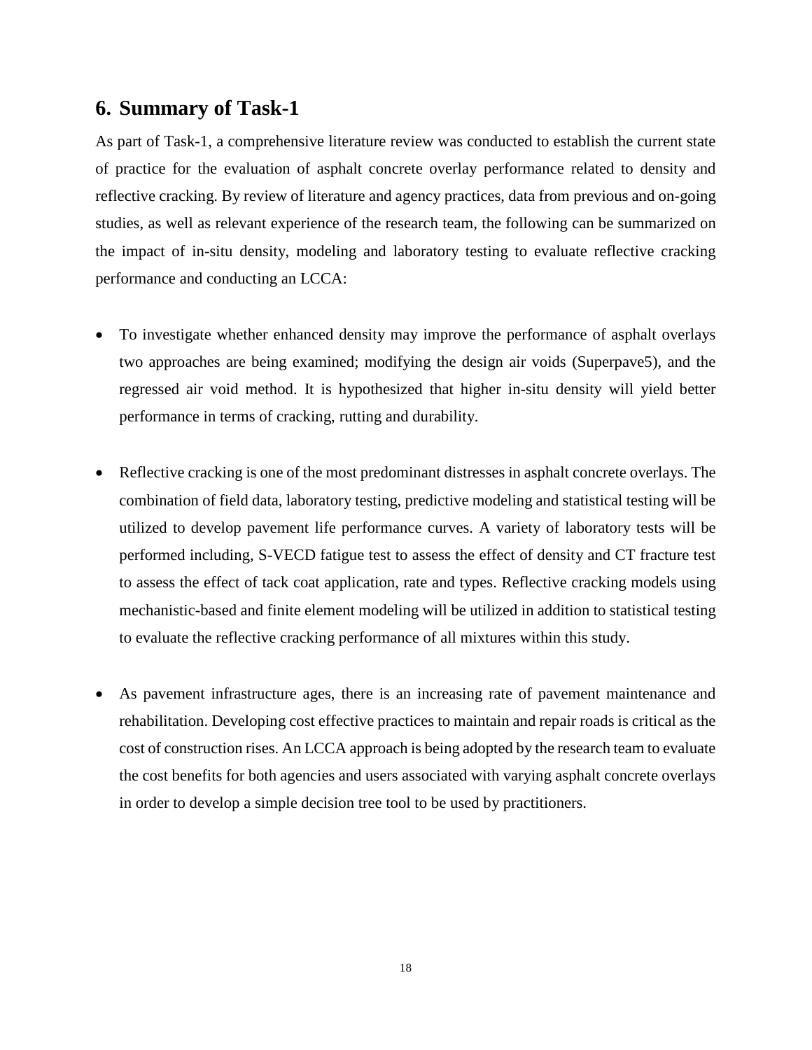## 6. Summary of Task-1

As part of Task-1, a comprehensive literature review was conducted to establish the current state of practice for the evaluation of asphalt concrete overlay performance related to density and reflective cracking. By review of literature and agency practices, data from previous and on-going studies, as well as relevant experience of the research team, the following can be summarized on the impact of in-situ density, modeling and laboratory testing to evaluate reflective cracking performance and conducting an LCCA:

- To investigate whether enhanced density may improve the performance of asphalt overlays two approaches are being examined; modifying the design air voids (Superpave5), and the regressed air void method. It is hypothesized that higher in-situ density will yield better performance in terms of cracking, rutting and durability.

- Reflective cracking is one of the most predominant distresses in asphalt concrete overlays. The combination of field data, laboratory testing, predictive modeling and statistical testing will be utilized to develop pavement life performance curves. A variety of laboratory tests will be performed including, S-VECD fatigue test to assess the effect of density and CT fracture test to assess the effect of tack coat application, rate and types. Reflective cracking models using mechanistic-based and finite element modeling will be utilized in addition to statistical testing to evaluate the reflective cracking performance of all mixtures within this study.

- As pavement infrastructure ages, there is an increasing rate of pavement maintenance and rehabilitation. Developing cost effective practices to maintain and repair roads is critical as the cost of construction rises. An LCCA approach is being adopted by the research team to evaluate the cost benefits for both agencies and users associated with varying asphalt concrete overlays in order to develop a simple decision tree tool to be used by practitioners.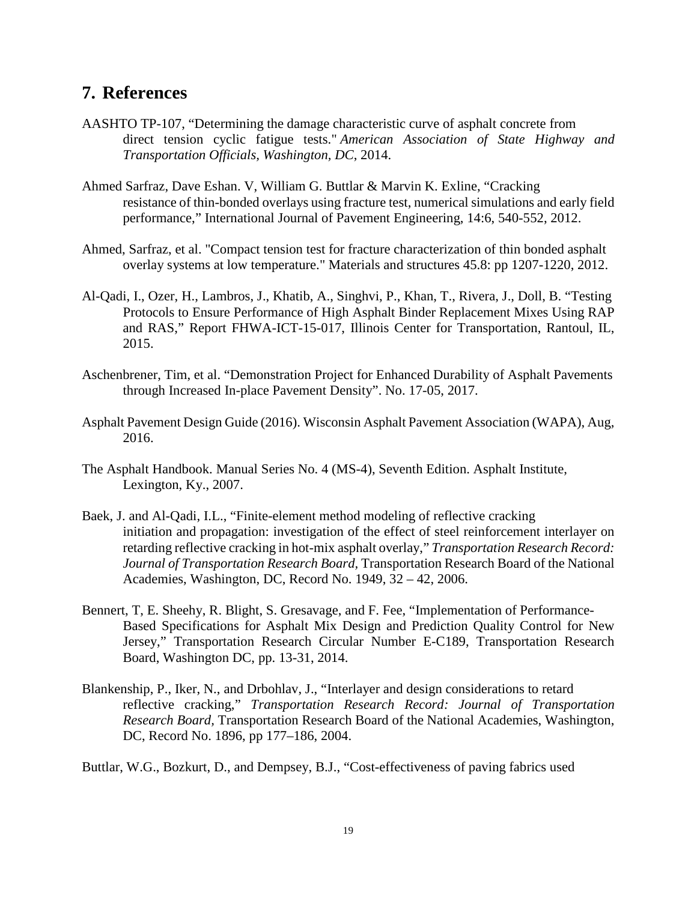## 7. References

AASHTO TP-107, "Determining the damage characteristic curve of asphalt concrete from direct tension cyclic fatigue tests." *American Association of State Highway and Transportation Officials, Washington, DC*, 2014.

Ahmed Sarfraz, Dave Eshan. V, William G. Buttlar & Marvin K. Exline, "Cracking resistance of thin-bonded overlays using fracture test, numerical simulations and early field performance," International Journal of Pavement Engineering, 14:6, 540-552, 2012.

Ahmed, Sarfraz, et al. "Compact tension test for fracture characterization of thin bonded asphalt overlay systems at low temperature." Materials and structures 45.8: pp 1207-1220, 2012.

Al-Qadi, I., Ozer, H., Lambros, J., Khatib, A., Singhvi, P., Khan, T., Rivera, J., Doll, B. "Testing Protocols to Ensure Performance of High Asphalt Binder Replacement Mixes Using RAP and RAS," Report FHWA-ICT-15-017, Illinois Center for Transportation, Rantoul, IL, 2015.

Aschenbrener, Tim, et al. "Demonstration Project for Enhanced Durability of Asphalt Pavements through Increased In-place Pavement Density". No. 17-05, 2017.

Asphalt Pavement Design Guide (2016). Wisconsin Asphalt Pavement Association (WAPA), Aug, 2016.

The Asphalt Handbook. Manual Series No. 4 (MS-4), Seventh Edition. Asphalt Institute, Lexington, Ky., 2007.

Baek, J. and Al-Qadi, I.L., "Finite-element method modeling of reflective cracking initiation and propagation: investigation of the effect of steel reinforcement interlayer on retarding reflective cracking in hot-mix asphalt overlay," *Transportation Research Record: Journal of Transportation Research Board*, Transportation Research Board of the National Academies, Washington, DC, Record No. 1949, 32 – 42, 2006.

Bennert, T, E. Sheehy, R. Blight, S. Gresavage, and F. Fee, "Implementation of Performance-Based Specifications for Asphalt Mix Design and Prediction Quality Control for New Jersey," Transportation Research Circular Number E-C189, Transportation Research Board, Washington DC, pp. 13-31, 2014.

Blankenship, P., Iker, N., and Drbohlav, J., "Interlayer and design considerations to retard reflective cracking," *Transportation Research Record: Journal of Transportation Research Board*, Transportation Research Board of the National Academies, Washington, DC, Record No. 1896, pp 177–186, 2004.

Buttlar, W.G., Bozkurt, D., and Dempsey, B.J., "Cost-effectiveness of paving fabrics used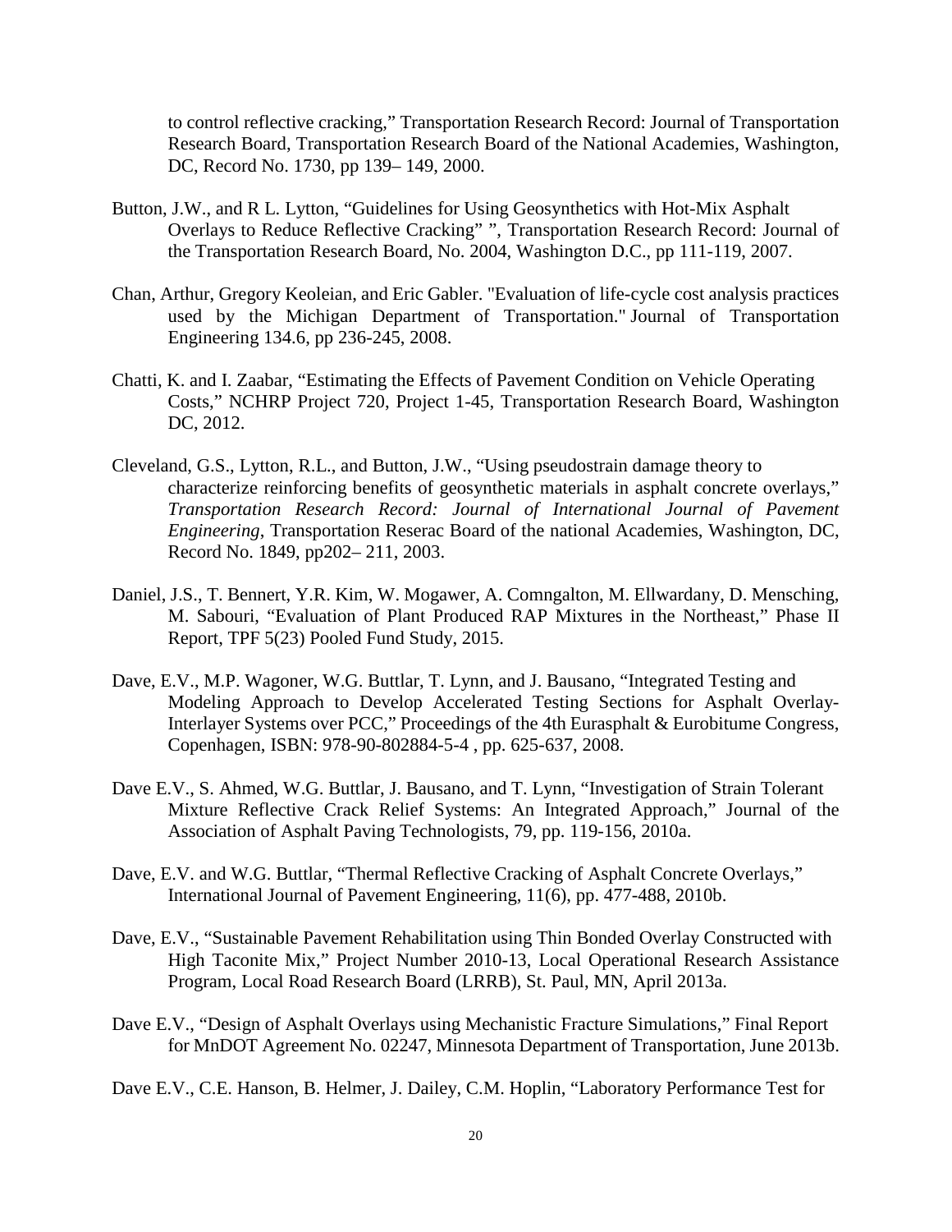to control reflective cracking," Transportation Research Record: Journal of Transportation Research Board, Transportation Research Board of the National Academies, Washington, DC, Record No. 1730, pp 139– 149, 2000.

Button, J.W., and R L. Lytton, "Guidelines for Using Geosynthetics with Hot-Mix Asphalt Overlays to Reduce Reflective Cracking" ", Transportation Research Record: Journal of the Transportation Research Board, No. 2004, Washington D.C., pp 111-119, 2007.

Chan, Arthur, Gregory Keoleian, and Eric Gabler. "Evaluation of life-cycle cost analysis practices used by the Michigan Department of Transportation." Journal of Transportation Engineering 134.6, pp 236-245, 2008.

Chatti, K. and I. Zaabar, "Estimating the Effects of Pavement Condition on Vehicle Operating Costs," NCHRP Project 720, Project 1-45, Transportation Research Board, Washington DC, 2012.

Cleveland, G.S., Lytton, R.L., and Button, J.W., "Using pseudostrain damage theory to characterize reinforcing benefits of geosynthetic materials in asphalt concrete overlays," *Transportation Research Record: Journal of International Journal of Pavement Engineering*, Transportation Reserac Board of the national Academies, Washington, DC, Record No. 1849, pp202– 211, 2003.

Daniel, J.S., T. Bennert, Y.R. Kim, W. Mogawer, A. Comngalton, M. Ellwardany, D. Mensching, M. Sabouri, "Evaluation of Plant Produced RAP Mixtures in the Northeast," Phase II Report, TPF 5(23) Pooled Fund Study, 2015.

Dave, E.V., M.P. Wagoner, W.G. Buttlar, T. Lynn, and J. Bausano, "Integrated Testing and Modeling Approach to Develop Accelerated Testing Sections for Asphalt Overlay-Interlayer Systems over PCC," Proceedings of the 4th Eurasphalt & Eurobitume Congress, Copenhagen, ISBN: 978-90-802884-5-4 , pp. 625-637, 2008.

Dave E.V., S. Ahmed, W.G. Buttlar, J. Bausano, and T. Lynn, "Investigation of Strain Tolerant Mixture Reflective Crack Relief Systems: An Integrated Approach," Journal of the Association of Asphalt Paving Technologists, 79, pp. 119-156, 2010a.

Dave, E.V. and W.G. Buttlar, "Thermal Reflective Cracking of Asphalt Concrete Overlays," International Journal of Pavement Engineering, 11(6), pp. 477-488, 2010b.

Dave, E.V., "Sustainable Pavement Rehabilitation using Thin Bonded Overlay Constructed with High Taconite Mix," Project Number 2010-13, Local Operational Research Assistance Program, Local Road Research Board (LRRB), St. Paul, MN, April 2013a.

Dave E.V., "Design of Asphalt Overlays using Mechanistic Fracture Simulations," Final Report for MnDOT Agreement No. 02247, Minnesota Department of Transportation, June 2013b.

Dave E.V., C.E. Hanson, B. Helmer, J. Dailey, C.M. Hoplin, "Laboratory Performance Test for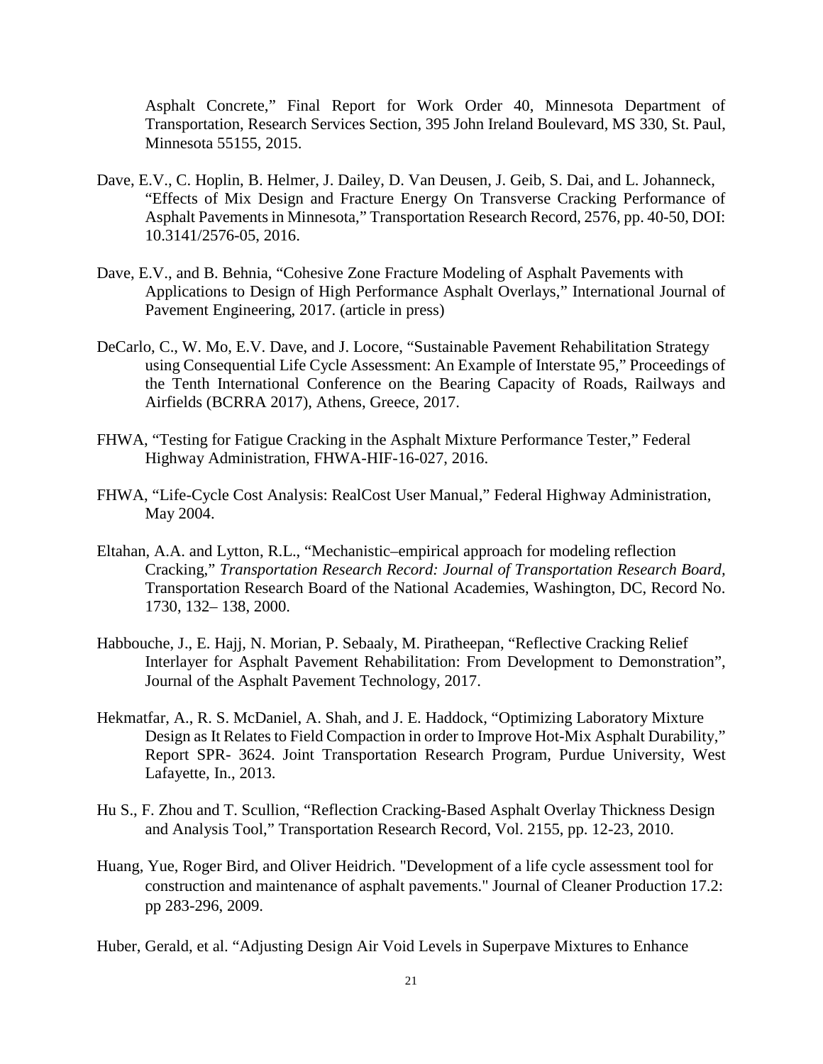Asphalt Concrete," Final Report for Work Order 40, Minnesota Department of Transportation, Research Services Section, 395 John Ireland Boulevard, MS 330, St. Paul, Minnesota 55155, 2015.

Dave, E.V., C. Hoplin, B. Helmer, J. Dailey, D. Van Deusen, J. Geib, S. Dai, and L. Johanneck, "Effects of Mix Design and Fracture Energy On Transverse Cracking Performance of Asphalt Pavements in Minnesota," Transportation Research Record, 2576, pp. 40-50, DOI: 10.3141/2576-05, 2016.

Dave, E.V., and B. Behnia, "Cohesive Zone Fracture Modeling of Asphalt Pavements with Applications to Design of High Performance Asphalt Overlays," International Journal of Pavement Engineering, 2017. (article in press)

DeCarlo, C., W. Mo, E.V. Dave, and J. Locore, "Sustainable Pavement Rehabilitation Strategy using Consequential Life Cycle Assessment: An Example of Interstate 95," Proceedings of the Tenth International Conference on the Bearing Capacity of Roads, Railways and Airfields (BCRRA 2017), Athens, Greece, 2017.

FHWA, "Testing for Fatigue Cracking in the Asphalt Mixture Performance Tester," Federal Highway Administration, FHWA-HIF-16-027, 2016.

FHWA, "Life-Cycle Cost Analysis: RealCost User Manual," Federal Highway Administration, May 2004.

Eltahan, A.A. and Lytton, R.L., "Mechanistic–empirical approach for modeling reflection Cracking," *Transportation Research Record: Journal of Transportation Research Board*, Transportation Research Board of the National Academies, Washington, DC, Record No. 1730, 132– 138, 2000.

Habbouche, J., E. Hajj, N. Morian, P. Sebaaly, M. Piratheepan, "Reflective Cracking Relief Interlayer for Asphalt Pavement Rehabilitation: From Development to Demonstration", Journal of the Asphalt Pavement Technology, 2017.

Hekmatfar, A., R. S. McDaniel, A. Shah, and J. E. Haddock, "Optimizing Laboratory Mixture Design as It Relates to Field Compaction in order to Improve Hot-Mix Asphalt Durability," Report SPR- 3624. Joint Transportation Research Program, Purdue University, West Lafayette, In., 2013.

Hu S., F. Zhou and T. Scullion, "Reflection Cracking-Based Asphalt Overlay Thickness Design and Analysis Tool," Transportation Research Record, Vol. 2155, pp. 12-23, 2010.

Huang, Yue, Roger Bird, and Oliver Heidrich. "Development of a life cycle assessment tool for construction and maintenance of asphalt pavements." Journal of Cleaner Production 17.2: pp 283-296, 2009.

Huber, Gerald, et al. "Adjusting Design Air Void Levels in Superpave Mixtures to Enhance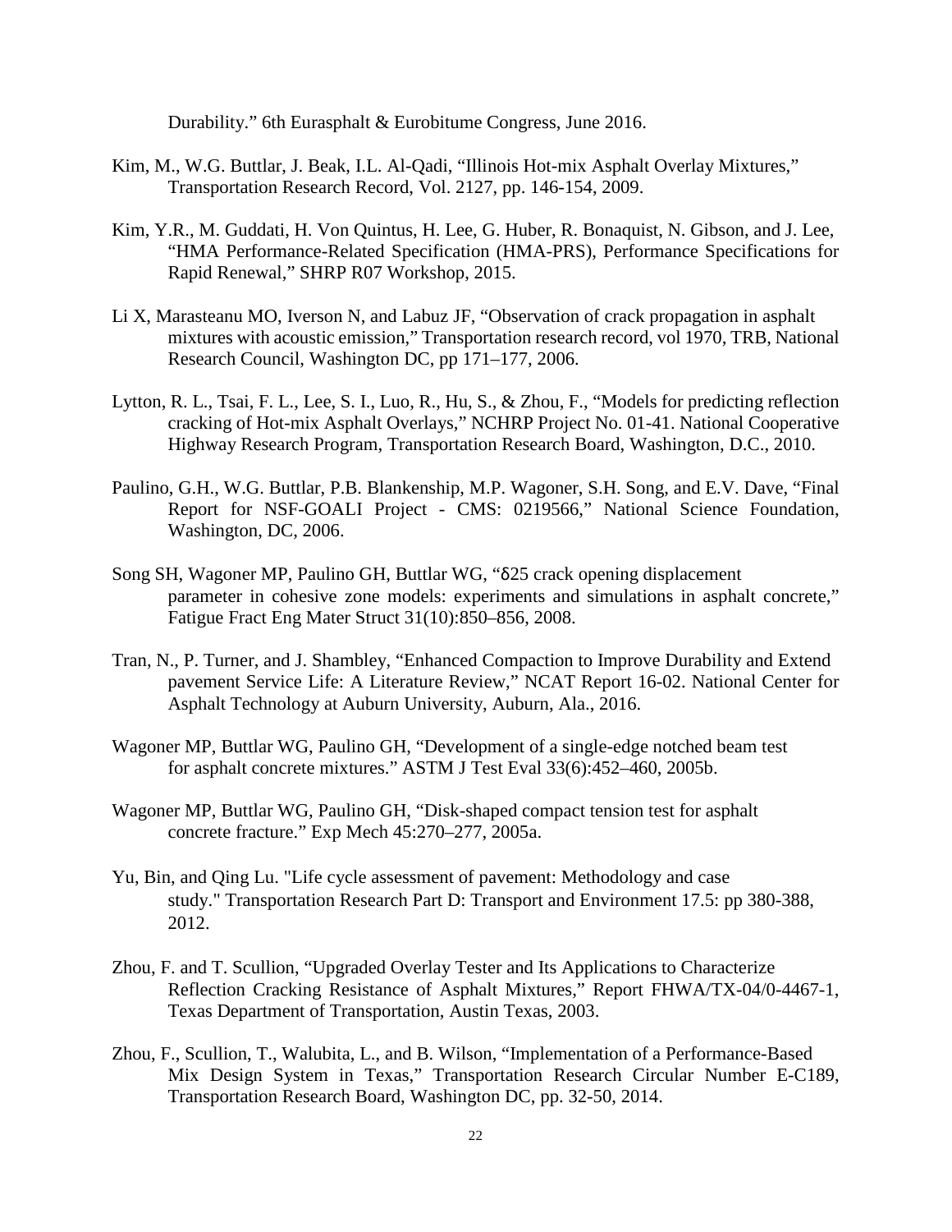Durability." 6th Eurasphalt & Eurobitume Congress, June 2016.

Kim, M., W.G. Buttlar, J. Beak, I.L. Al-Qadi, "Illinois Hot-mix Asphalt Overlay Mixtures," Transportation Research Record, Vol. 2127, pp. 146-154, 2009.

Kim, Y.R., M. Guddati, H. Von Quintus, H. Lee, G. Huber, R. Bonaquist, N. Gibson, and J. Lee, "HMA Performance-Related Specification (HMA-PRS), Performance Specifications for Rapid Renewal," SHRP R07 Workshop, 2015.

Li X, Marasteanu MO, Iverson N, and Labuz JF, "Observation of crack propagation in asphalt mixtures with acoustic emission," Transportation research record, vol 1970, TRB, National Research Council, Washington DC, pp 171–177, 2006.

Lytton, R. L., Tsai, F. L., Lee, S. I., Luo, R., Hu, S., & Zhou, F., "Models for predicting reflection cracking of Hot-mix Asphalt Overlays," NCHRP Project No. 01-41. National Cooperative Highway Research Program, Transportation Research Board, Washington, D.C., 2010.

Paulino, G.H., W.G. Buttlar, P.B. Blankenship, M.P. Wagoner, S.H. Song, and E.V. Dave, "Final Report for NSF-GOALI Project - CMS: 0219566," National Science Foundation, Washington, DC, 2006.

Song SH, Wagoner MP, Paulino GH, Buttlar WG, "δ25 crack opening displacement parameter in cohesive zone models: experiments and simulations in asphalt concrete," Fatigue Fract Eng Mater Struct 31(10):850–856, 2008.

Tran, N., P. Turner, and J. Shambley, "Enhanced Compaction to Improve Durability and Extend pavement Service Life: A Literature Review," NCAT Report 16-02. National Center for Asphalt Technology at Auburn University, Auburn, Ala., 2016.

Wagoner MP, Buttlar WG, Paulino GH, "Development of a single-edge notched beam test for asphalt concrete mixtures." ASTM J Test Eval 33(6):452–460, 2005b.

Wagoner MP, Buttlar WG, Paulino GH, "Disk-shaped compact tension test for asphalt concrete fracture." Exp Mech 45:270–277, 2005a.

Yu, Bin, and Qing Lu. "Life cycle assessment of pavement: Methodology and case study." Transportation Research Part D: Transport and Environment 17.5: pp 380-388, 2012.

Zhou, F. and T. Scullion, "Upgraded Overlay Tester and Its Applications to Characterize Reflection Cracking Resistance of Asphalt Mixtures," Report FHWA/TX-04/0-4467-1, Texas Department of Transportation, Austin Texas, 2003.

Zhou, F., Scullion, T., Walubita, L., and B. Wilson, "Implementation of a Performance-Based Mix Design System in Texas," Transportation Research Circular Number E-C189, Transportation Research Board, Washington DC, pp. 32-50, 2014.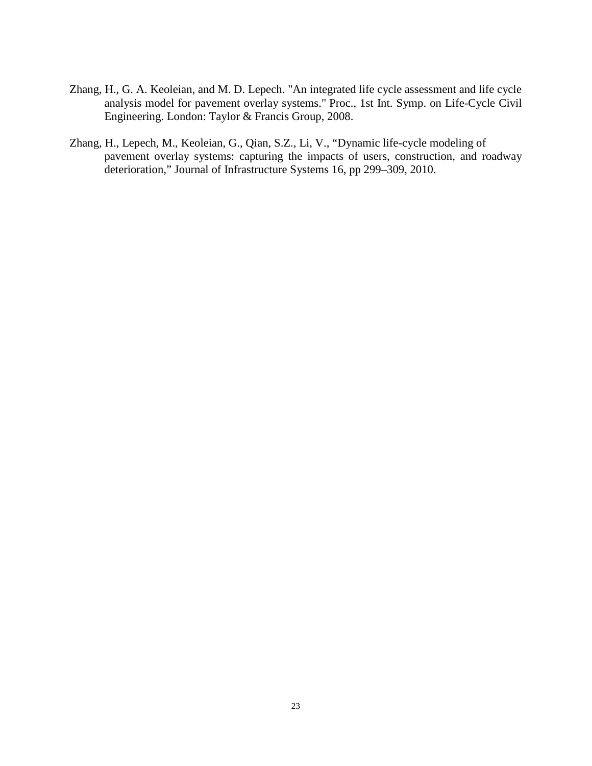Zhang, H., G. A. Keoleian, and M. D. Lepech. "An integrated life cycle assessment and life cycle analysis model for pavement overlay systems." Proc., 1st Int. Symp. on Life-Cycle Civil Engineering. London: Taylor & Francis Group, 2008.

Zhang, H., Lepech, M., Keoleian, G., Qian, S.Z., Li, V., "Dynamic life-cycle modeling of pavement overlay systems: capturing the impacts of users, construction, and roadway deterioration," Journal of Infrastructure Systems 16, pp 299–309, 2010.